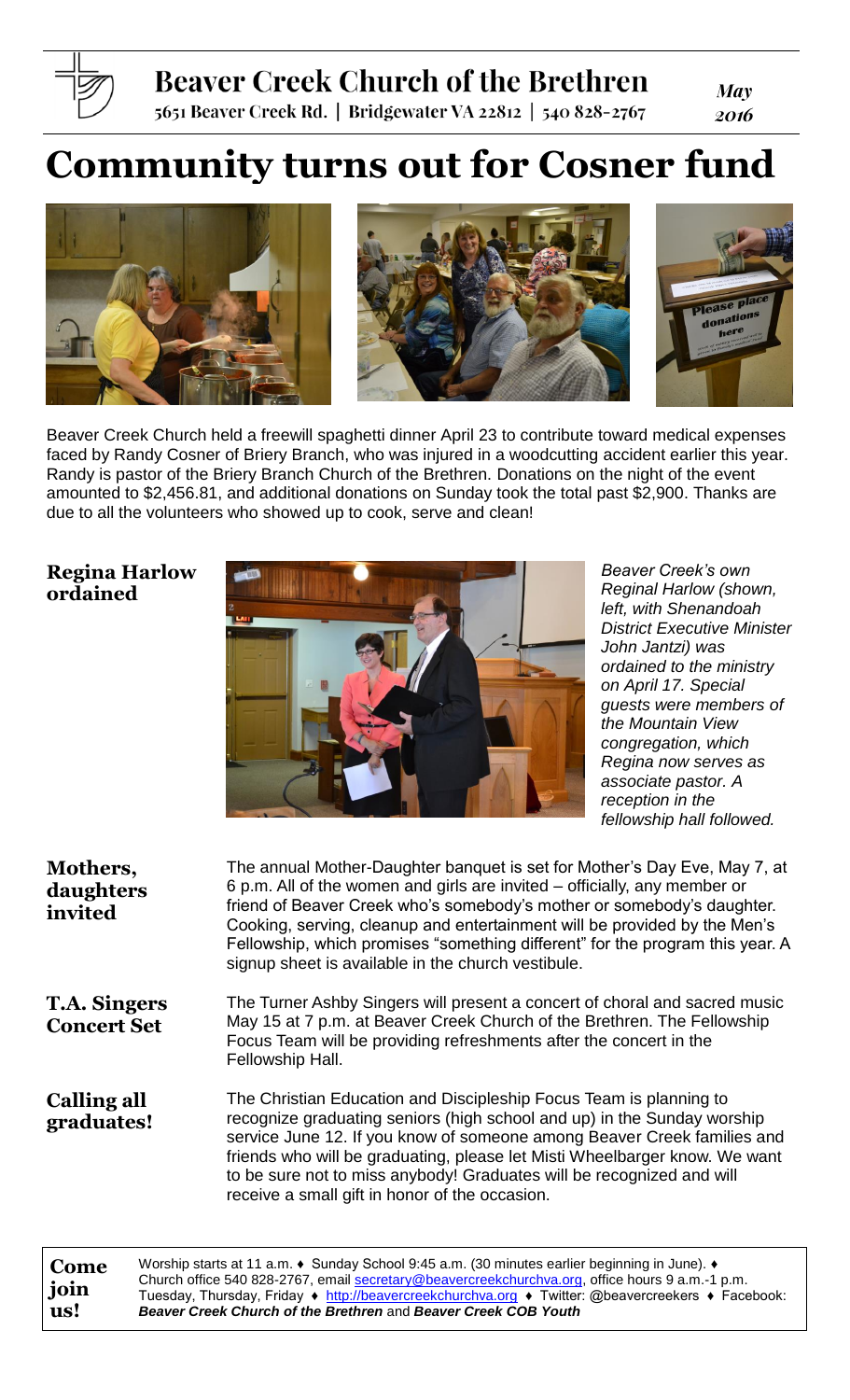# Beaver Creek Church of the Brethren

5651 Beaver Creek Rd. | Bridgewater VA 22812 | 540 828-2767

*May 2016*

# Community turns out for Cosner fund

Beaver Creek Church held a freewill spaghetti dinner April 23 to contribute toward medical expenses faced by Randy Cosner of Briery Branch, who was injured in a woodcutting accident earlier this year. Randy is pastor of the Briery Branch Church of the Brethren. Donations on the night of the event amounted to $2,456.81, and additional donations on Sunday took the total past $2,900. Thanks are due to all the volunteers who showed up to cook, serve and clean!

## Regina Harlow ordained

*Beaver Creek's own Reginal Harlow (shown, left, with Shenandoah District Executive Minister John Jantzi) was ordained to the ministry on April 17. Special guests were members of the Mountain View congregation, which Regina now serves as associate pastor. A reception in the fellowship hall followed.*

## Mothers, daughters invited

The annual Mother-Daughter banquet is set for Mother's Day Eve, May 7, at 6 p.m. All of the women and girls are invited – officially, any member or friend of Beaver Creek who's somebody's mother or somebody's daughter. Cooking, serving, cleanup and entertainment will be provided by the Men's Fellowship, which promises "something different" for the program this year. A signup sheet is available in the church vestibule.

## T.A. Singers Concert Set

The Turner Ashby Singers will present a concert of choral and sacred music May 15 at 7 p.m. at Beaver Creek Church of the Brethren. The Fellowship Focus Team will be providing refreshments after the concert in the Fellowship Hall.

## Calling all graduates!

The Christian Education and Discipleship Focus Team is planning to recognize graduating seniors (high school and up) in the Sunday worship service June 12. If you know of someone among Beaver Creek families and friends who will be graduating, please let Misti Wheelbarger know. We want to be sure not to miss anybody! Graduates will be recognized and will receive a small gift in honor of the occasion.

**Come join us!**

Worship starts at 11 a.m. ♦ Sunday School 9:45 a.m. (30 minutes earlier beginning in June). ♦ Church office 540 828-2767, email secretary@beavercreekchurchva.org, office hours 9 a.m.-1 p.m. Tuesday, Thursday, Friday ♦ http://beavercreekchurchva.org ♦ Twitter: @beavercreekers ♦ Facebook: ***Beaver Creek Church of the Brethren*** and ***Beaver Creek COB Youth***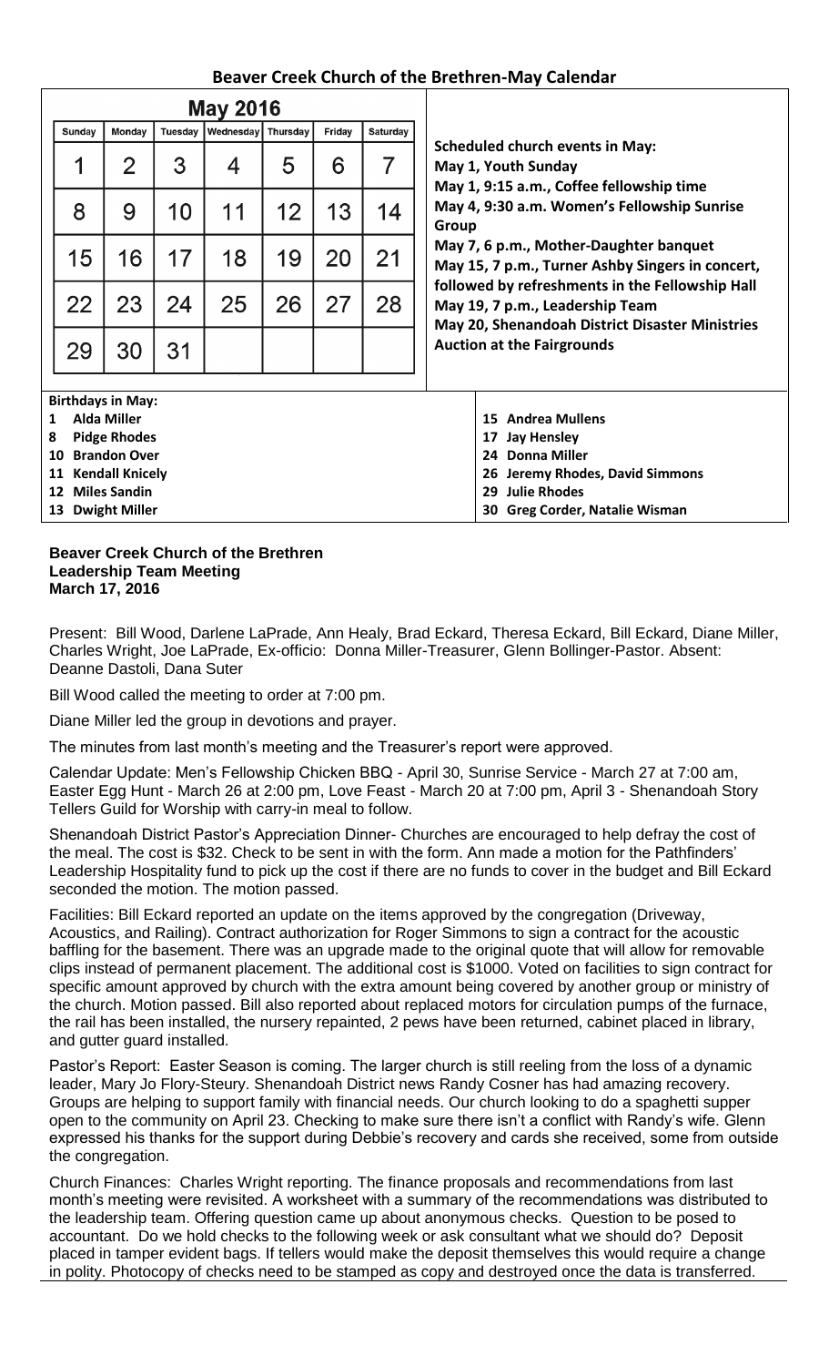## Beaver Creek Church of the Brethren-May Calendar

**May 2016**

| Sunday | Monday | Tuesday | Wednesday | Thursday | Friday | Saturday |
|---|---|---|---|---|---|---|
| 1 | 2 | 3 | 4 | 5 | 6 | 7 |
| 8 | 9 | 10 | 11 | 12 | 13 | 14 |
| 15 | 16 | 17 | 18 | 19 | 20 | 21 |
| 22 | 23 | 24 | 25 | 26 | 27 | 28 |
| 29 | 30 | 31 | | | | |

**Scheduled church events in May:**
**May 1, Youth Sunday**
**May 1, 9:15 a.m., Coffee fellowship time**
**May 4, 9:30 a.m. Women's Fellowship Sunrise Group**
**May 7, 6 p.m., Mother-Daughter banquet**
**May 15, 7 p.m., Turner Ashby Singers in concert, followed by refreshments in the Fellowship Hall**
**May 19, 7 p.m., Leadership Team**
**May 20, Shenandoah District Disaster Ministries Auction at the Fairgrounds**

**Birthdays in May:**

**1 Alda Miller**
**8 Pidge Rhodes**
**10 Brandon Over**
**11 Kendall Knicely**
**12 Miles Sandin**
**13 Dwight Miller**
**15 Andrea Mullens**
**17 Jay Hensley**
**24 Donna Miller**
**26 Jeremy Rhodes, David Simmons**
**29 Julie Rhodes**
**30 Greg Corder, Natalie Wisman**

**Beaver Creek Church of the Brethren**
**Leadership Team Meeting**
**March 17, 2016**

Present: Bill Wood, Darlene LaPrade, Ann Healy, Brad Eckard, Theresa Eckard, Bill Eckard, Diane Miller, Charles Wright, Joe LaPrade, Ex-officio: Donna Miller-Treasurer, Glenn Bollinger-Pastor. Absent: Deanne Dastoli, Dana Suter

Bill Wood called the meeting to order at 7:00 pm.

Diane Miller led the group in devotions and prayer.

The minutes from last month's meeting and the Treasurer's report were approved.

Calendar Update: Men's Fellowship Chicken BBQ - April 30, Sunrise Service - March 27 at 7:00 am, Easter Egg Hunt - March 26 at 2:00 pm, Love Feast - March 20 at 7:00 pm, April 3 - Shenandoah Story Tellers Guild for Worship with carry-in meal to follow.

Shenandoah District Pastor's Appreciation Dinner- Churches are encouraged to help defray the cost of the meal. The cost is $32. Check to be sent in with the form. Ann made a motion for the Pathfinders' Leadership Hospitality fund to pick up the cost if there are no funds to cover in the budget and Bill Eckard seconded the motion. The motion passed.

Facilities: Bill Eckard reported an update on the items approved by the congregation (Driveway, Acoustics, and Railing). Contract authorization for Roger Simmons to sign a contract for the acoustic baffling for the basement. There was an upgrade made to the original quote that will allow for removable clips instead of permanent placement. The additional cost is $1000. Voted on facilities to sign contract for specific amount approved by church with the extra amount being covered by another group or ministry of the church. Motion passed. Bill also reported about replaced motors for circulation pumps of the furnace, the rail has been installed, the nursery repainted, 2 pews have been returned, cabinet placed in library, and gutter guard installed.

Pastor's Report: Easter Season is coming. The larger church is still reeling from the loss of a dynamic leader, Mary Jo Flory-Steury. Shenandoah District news Randy Cosner has had amazing recovery. Groups are helping to support family with financial needs. Our church looking to do a spaghetti supper open to the community on April 23. Checking to make sure there isn't a conflict with Randy's wife. Glenn expressed his thanks for the support during Debbie's recovery and cards she received, some from outside the congregation.

Church Finances: Charles Wright reporting. The finance proposals and recommendations from last month's meeting were revisited. A worksheet with a summary of the recommendations was distributed to the leadership team. Offering question came up about anonymous checks. Question to be posed to accountant. Do we hold checks to the following week or ask consultant what we should do? Deposit placed in tamper evident bags. If tellers would make the deposit themselves this would require a change in polity. Photocopy of checks need to be stamped as copy and destroyed once the data is transferred.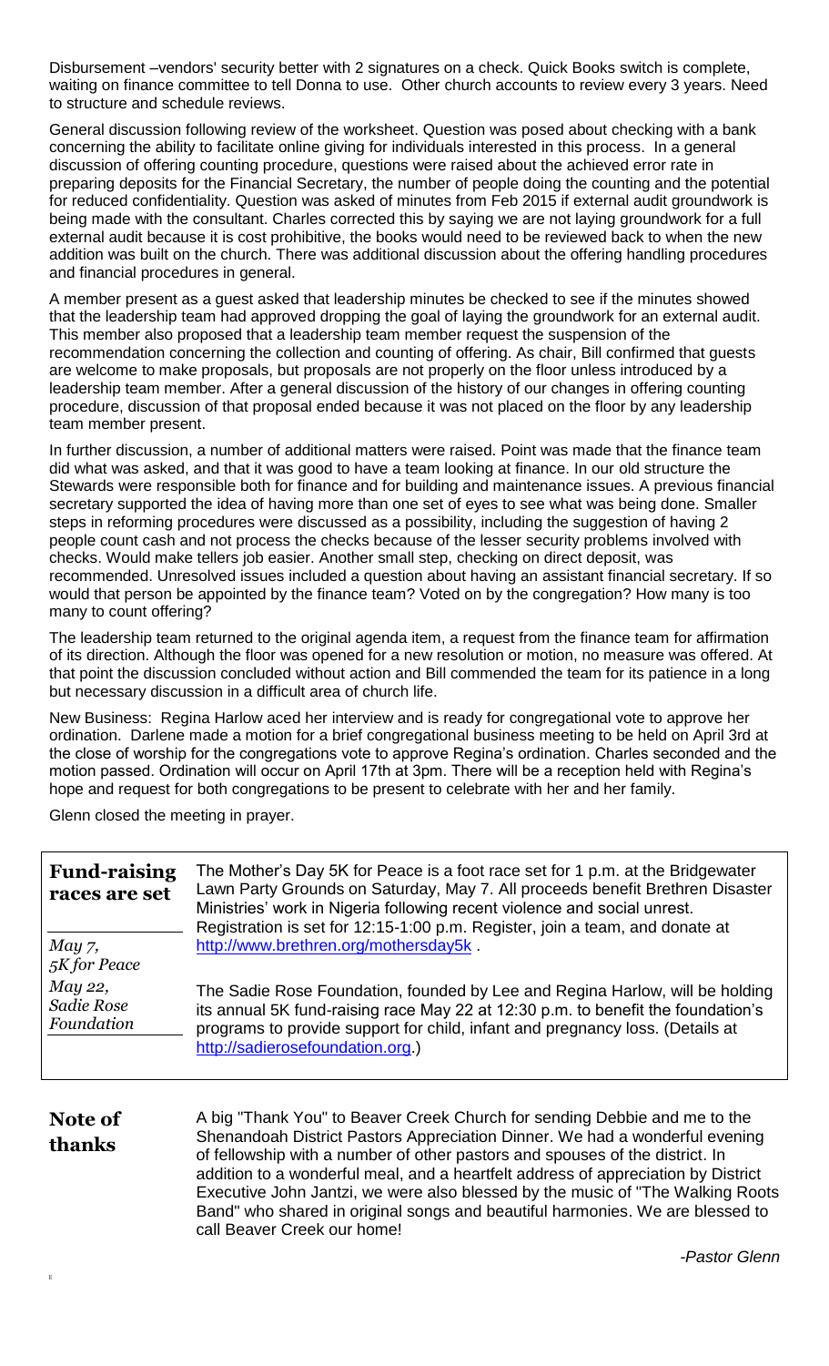Disbursement –vendors' security better with 2 signatures on a check. Quick Books switch is complete, waiting on finance committee to tell Donna to use. Other church accounts to review every 3 years. Need to structure and schedule reviews.

General discussion following review of the worksheet. Question was posed about checking with a bank concerning the ability to facilitate online giving for individuals interested in this process. In a general discussion of offering counting procedure, questions were raised about the achieved error rate in preparing deposits for the Financial Secretary, the number of people doing the counting and the potential for reduced confidentiality. Question was asked of minutes from Feb 2015 if external audit groundwork is being made with the consultant. Charles corrected this by saying we are not laying groundwork for a full external audit because it is cost prohibitive, the books would need to be reviewed back to when the new addition was built on the church. There was additional discussion about the offering handling procedures and financial procedures in general.

A member present as a guest asked that leadership minutes be checked to see if the minutes showed that the leadership team had approved dropping the goal of laying the groundwork for an external audit. This member also proposed that a leadership team member request the suspension of the recommendation concerning the collection and counting of offering. As chair, Bill confirmed that guests are welcome to make proposals, but proposals are not properly on the floor unless introduced by a leadership team member. After a general discussion of the history of our changes in offering counting procedure, discussion of that proposal ended because it was not placed on the floor by any leadership team member present.

In further discussion, a number of additional matters were raised. Point was made that the finance team did what was asked, and that it was good to have a team looking at finance. In our old structure the Stewards were responsible both for finance and for building and maintenance issues. A previous financial secretary supported the idea of having more than one set of eyes to see what was being done. Smaller steps in reforming procedures were discussed as a possibility, including the suggestion of having 2 people count cash and not process the checks because of the lesser security problems involved with checks. Would make tellers job easier. Another small step, checking on direct deposit, was recommended. Unresolved issues included a question about having an assistant financial secretary. If so would that person be appointed by the finance team? Voted on by the congregation? How many is too many to count offering?

The leadership team returned to the original agenda item, a request from the finance team for affirmation of its direction. Although the floor was opened for a new resolution or motion, no measure was offered. At that point the discussion concluded without action and Bill commended the team for its patience in a long but necessary discussion in a difficult area of church life.

New Business: Regina Harlow aced her interview and is ready for congregational vote to approve her ordination. Darlene made a motion for a brief congregational business meeting to be held on April 3rd at the close of worship for the congregations vote to approve Regina's ordination. Charles seconded and the motion passed. Ordination will occur on April 17th at 3pm. There will be a reception held with Regina's hope and request for both congregations to be present to celebrate with her and her family.

Glenn closed the meeting in prayer.

## Fund-raising races are set

*May 7, 5K for Peace*

The Mother's Day 5K for Peace is a foot race set for 1 p.m. at the Bridgewater Lawn Party Grounds on Saturday, May 7. All proceeds benefit Brethren Disaster Ministries' work in Nigeria following recent violence and social unrest. Registration is set for 12:15-1:00 p.m. Register, join a team, and donate at http://www.brethren.org/mothersday5k .

*May 22, Sadie Rose Foundation*

The Sadie Rose Foundation, founded by Lee and Regina Harlow, will be holding its annual 5K fund-raising race May 22 at 12:30 p.m. to benefit the foundation's programs to provide support for child, infant and pregnancy loss. (Details at http://sadierosefoundation.org.)

## Note of thanks

A big "Thank You" to Beaver Creek Church for sending Debbie and me to the Shenandoah District Pastors Appreciation Dinner. We had a wonderful evening of fellowship with a number of other pastors and spouses of the district. In addition to a wonderful meal, and a heartfelt address of appreciation by District Executive John Jantzi, we were also blessed by the music of "The Walking Roots Band" who shared in original songs and beautiful harmonies. We are blessed to call Beaver Creek our home!

*-Pastor Glenn*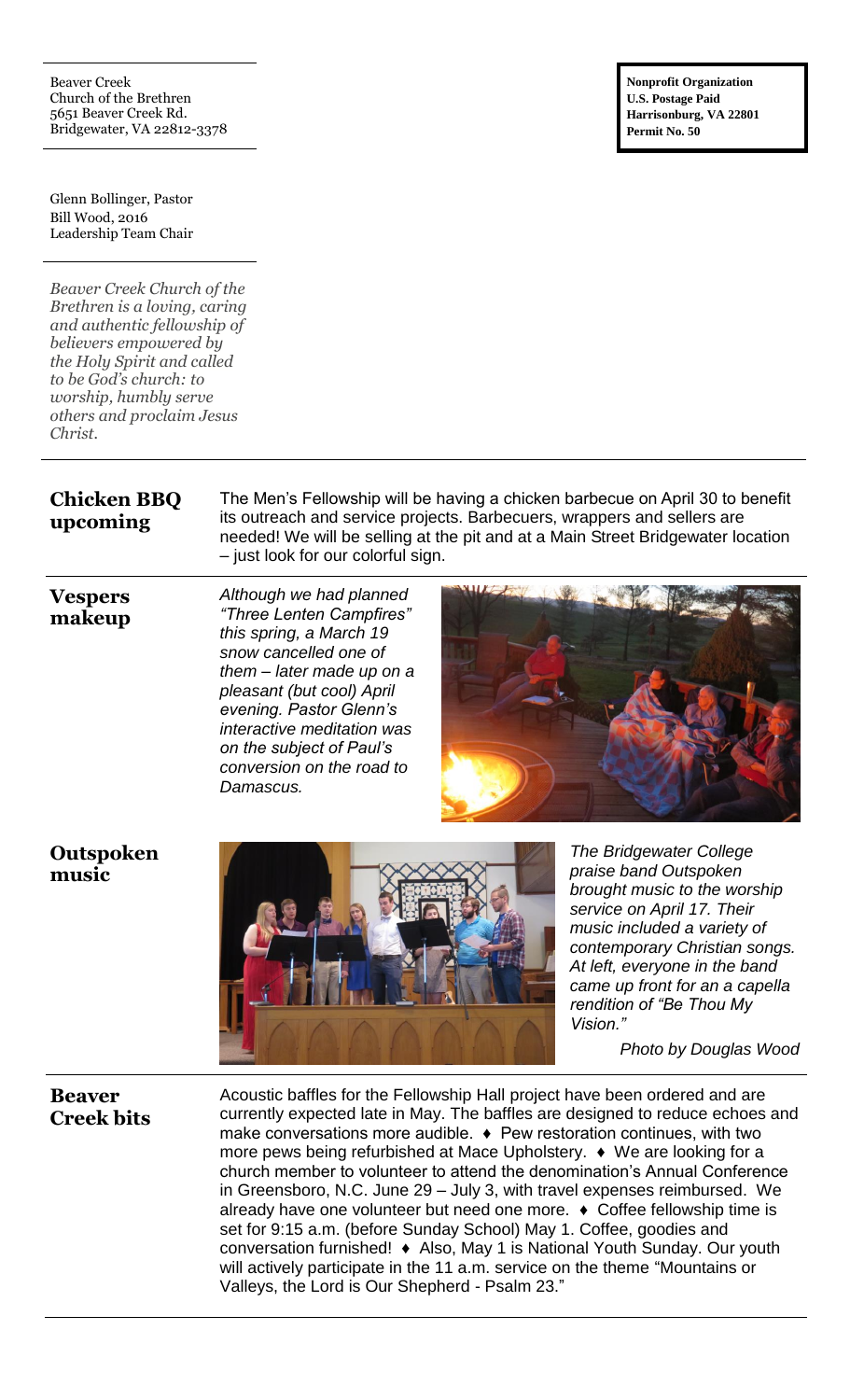Beaver Creek
Church of the Brethren
5651 Beaver Creek Rd.
Bridgewater, VA 22812-3378

**Nonprofit Organization**
**U.S. Postage Paid**
**Harrisonburg, VA 22801**
**Permit No. 50**

Glenn Bollinger, Pastor
Bill Wood, 2016
Leadership Team Chair

*Beaver Creek Church of the Brethren is a loving, caring and authentic fellowship of believers empowered by the Holy Spirit and called to be God's church: to worship, humbly serve others and proclaim Jesus Christ.*

## Chicken BBQ upcoming

The Men's Fellowship will be having a chicken barbecue on April 30 to benefit its outreach and service projects. Barbecuers, wrappers and sellers are needed! We will be selling at the pit and at a Main Street Bridgewater location – just look for our colorful sign.

## Vespers makeup

*Although we had planned "Three Lenten Campfires" this spring, a March 19 snow cancelled one of them – later made up on a pleasant (but cool) April evening. Pastor Glenn's interactive meditation was on the subject of Paul's conversion on the road to Damascus.*

## Outspoken music

*The Bridgewater College praise band Outspoken brought music to the worship service on April 17. Their music included a variety of contemporary Christian songs. At left, everyone in the band came up front for an a capella rendition of "Be Thou My Vision."*

*Photo by Douglas Wood*

## Beaver Creek bits

Acoustic baffles for the Fellowship Hall project have been ordered and are currently expected late in May. The baffles are designed to reduce echoes and make conversations more audible. ♦ Pew restoration continues, with two more pews being refurbished at Mace Upholstery. ♦ We are looking for a church member to volunteer to attend the denomination's Annual Conference in Greensboro, N.C. June 29 – July 3, with travel expenses reimbursed. We already have one volunteer but need one more. ♦ Coffee fellowship time is set for 9:15 a.m. (before Sunday School) May 1. Coffee, goodies and conversation furnished! ♦ Also, May 1 is National Youth Sunday. Our youth will actively participate in the 11 a.m. service on the theme "Mountains or Valleys, the Lord is Our Shepherd - Psalm 23."